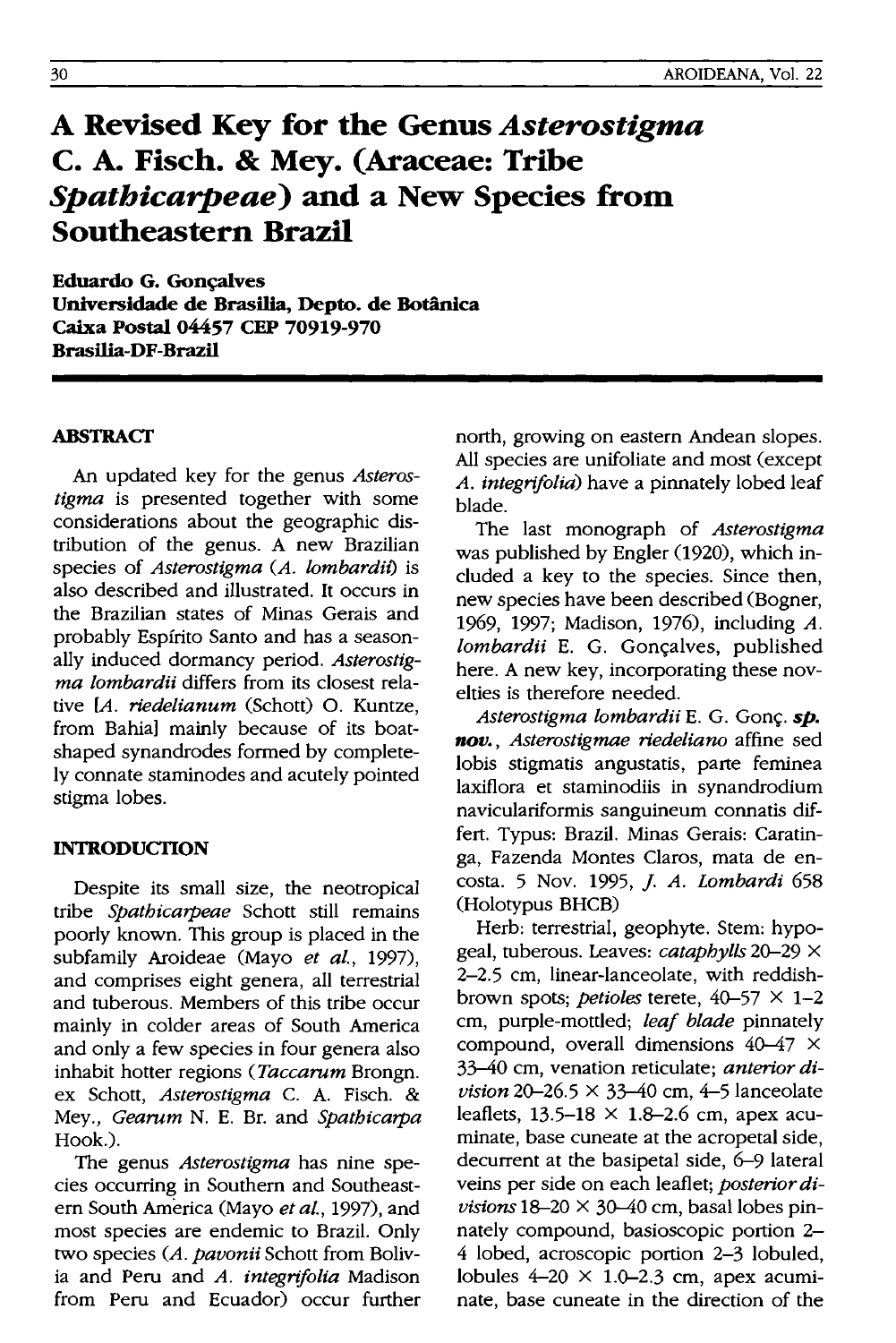# A Revised Key for the Genus *Asterostigma* C. A. Fisch. & Mey. (Araceae: Tribe *Spathicarpeae*) and a New Species from Southeastern Brazil

**Eduardo G. Gonçalves**
**Universidade de Brasilia, Depto. de Botânica**
**Caixa Postal 04457 CEP 70919-970**
**Brasilia-DF-Brazil**

## ABSTRACT

An updated key for the genus *Asterostigma* is presented together with some considerations about the geographic distribution of the genus. A new Brazilian species of *Asterostigma* (*A. lombardii*) is also described and illustrated. It occurs in the Brazilian states of Minas Gerais and probably Espírito Santo and has a seasonally induced dormancy period. *Asterostigma lombardii* differs from its closest relative [*A. riedelianum* (Schott) O. Kuntze, from Bahia] mainly because of its boat-shaped synandrodes formed by completely connate staminodes and acutely pointed stigma lobes.

## INTRODUCTION

Despite its small size, the neotropical tribe *Spathicarpeae* Schott still remains poorly known. This group is placed in the subfamily Aroideae (Mayo *et al.*, 1997), and comprises eight genera, all terrestrial and tuberous. Members of this tribe occur mainly in colder areas of South America and only a few species in four genera also inhabit hotter regions (*Taccarum* Brongn. ex Schott, *Asterostigma* C. A. Fisch. & Mey., *Gearum* N. E. Br. and *Spathicarpa* Hook.).

The genus *Asterostigma* has nine species occurring in Southern and Southeastern South America (Mayo *et al.*, 1997), and most species are endemic to Brazil. Only two species (*A. pavonii* Schott from Bolivia and Peru and *A. integrifolia* Madison from Peru and Ecuador) occur further north, growing on eastern Andean slopes. All species are unifoliate and most (except *A. integrifolia*) have a pinnately lobed leaf blade.

The last monograph of *Asterostigma* was published by Engler (1920), which included a key to the species. Since then, new species have been described (Bogner, 1969, 1997; Madison, 1976), including *A. lombardii* E. G. Gonçalves, published here. A new key, incorporating these novelties is therefore needed.

*Asterostigma lombardii* E. G. Gonç. ***sp. nov.***, *Asterostigmae riedeliano* affine sed lobis stigmatis angustatis, parte feminea laxiflora et staminodiis in synandrodium naviculariformis sanguineum connatis differt. Typus: Brazil. Minas Gerais: Caratinga, Fazenda Montes Claros, mata de encosta. 5 Nov. 1995, *J. A. Lombardi* 658 (Holotypus BHCB)

Herb: terrestrial, geophyte. Stem: hypogeal, tuberous. Leaves: *cataphylls* 20–29 × 2–2.5 cm, linear-lanceolate, with reddish-brown spots; *petioles* terete, 40–57 × 1–2 cm, purple-mottled; *leaf blade* pinnately compound, overall dimensions 40–47 × 33–40 cm, venation reticulate; *anterior division* 20–26.5 × 33–40 cm, 4–5 lanceolate leaflets, 13.5–18 × 1.8–2.6 cm, apex acuminate, base cuneate at the acropetal side, decurrent at the basipetal side, 6–9 lateral veins per side on each leaflet; *posterior divisions* 18–20 × 30–40 cm, basal lobes pinnately compound, basioscopic portion 2–4 lobed, acroscopic portion 2–3 lobuled, lobules 4–20 × 1.0–2.3 cm, apex acuminate, base cuneate in the direction of the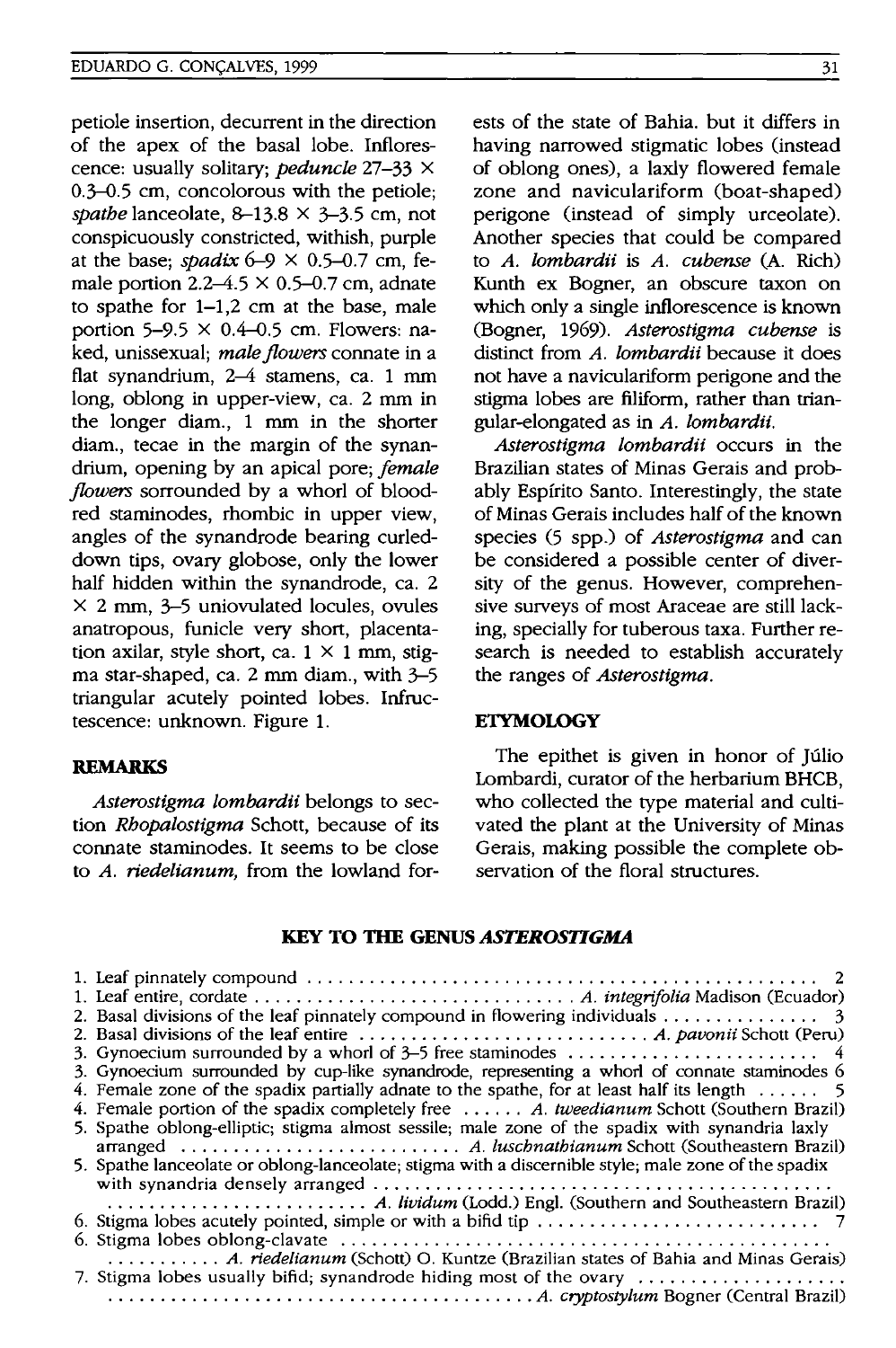petiole insertion, decurrent in the direction of the apex of the basal lobe. Inflorescence: usually solitary; *peduncle* 27–33 × 0.3–0.5 cm, concolorous with the petiole; *spathe* lanceolate, 8–13.8 × 3–3.5 cm, not conspicuously constricted, withish, purple at the base; *spadix* 6–9 × 0.5–0.7 cm, female portion 2.2–4.5 × 0.5–0.7 cm, adnate to spathe for 1–1,2 cm at the base, male portion 5–9.5 × 0.4–0.5 cm. Flowers: naked, unissexual; *male flowers* connate in a flat synandrium, 2–4 stamens, ca. 1 mm long, oblong in upper-view, ca. 2 mm in the longer diam., 1 mm in the shorter diam., tecae in the margin of the synandrium, opening by an apical pore; *female flowers* sorrounded by a whorl of blood-red staminodes, rhombic in upper view, angles of the synandrode bearing curled-down tips, ovary globose, only the lower half hidden within the synandrode, ca. 2 × 2 mm, 3–5 uniovulated locules, ovules anatropous, funicle very short, placentation axilar, style short, ca. 1 × 1 mm, stigma star-shaped, ca. 2 mm diam., with 3–5 triangular acutely pointed lobes. Infructescence: unknown. Figure 1.

## REMARKS

*Asterostigma lombardii* belongs to section *Rhopalostigma* Schott, because of its connate staminodes. It seems to be close to *A. riedelianum,* from the lowland forests of the state of Bahia. but it differs in having narrowed stigmatic lobes (instead of oblong ones), a laxly flowered female zone and naviculariform (boat-shaped) perigone (instead of simply urceolate). Another species that could be compared to *A. lombardii* is *A. cubense* (A. Rich) Kunth ex Bogner, an obscure taxon on which only a single inflorescence is known (Bogner, 1969). *Asterostigma cubense* is distinct from *A. lombardii* because it does not have a naviculariform perigone and the stigma lobes are filiform, rather than triangular-elongated as in *A. lombardii.*

*Asterostigma lombardii* occurs in the Brazilian states of Minas Gerais and probably Espírito Santo. Interestingly, the state of Minas Gerais includes half of the known species (5 spp.) of *Asterostigma* and can be considered a possible center of diversity of the genus. However, comprehensive surveys of most Araceae are still lacking, specially for tuberous taxa. Further research is needed to establish accurately the ranges of *Asterostigma.*

## ETYMOLOGY

The epithet is given in honor of Júlio Lombardi, curator of the herbarium BHCB, who collected the type material and cultivated the plant at the University of Minas Gerais, making possible the complete observation of the floral structures.

## KEY TO THE GENUS *ASTEROSTIGMA*

1. Leaf pinnately compound ........ 2
1. Leaf entire, cordate ........ *A. integrifolia* Madison (Ecuador)
2. Basal divisions of the leaf pinnately compound in flowering individuals ........ 3
2. Basal divisions of the leaf entire ........ *A. pavonii* Schott (Peru)
3. Gynoecium surrounded by a whorl of 3–5 free staminodes ........ 4
3. Gynoecium surrounded by cup-like synandrode, representing a whorl of connate staminodes 6
4. Female zone of the spadix partially adnate to the spathe, for at least half its length ........ 5
4. Female portion of the spadix completely free ........ *A. tweedianum* Schott (Southern Brazil)
5. Spathe oblong-elliptic; stigma almost sessile; male zone of the spadix with synandria laxly arranged ........ *A. luschnathianum* Schott (Southeastern Brazil)
5. Spathe lanceolate or oblong-lanceolate; stigma with a discernible style; male zone of the spadix with synandria densely arranged ........ *A. lividum* (Lodd.) Engl. (Southern and Southeastern Brazil)
6. Stigma lobes acutely pointed, simple or with a bifid tip ........ 7
6. Stigma lobes oblong-clavate ........ *A. riedelianum* (Schott) O. Kuntze (Brazilian states of Bahia and Minas Gerais)
7. Stigma lobes usually bifid; synandrode hiding most of the ovary ........ *A. cryptostylum* Bogner (Central Brazil)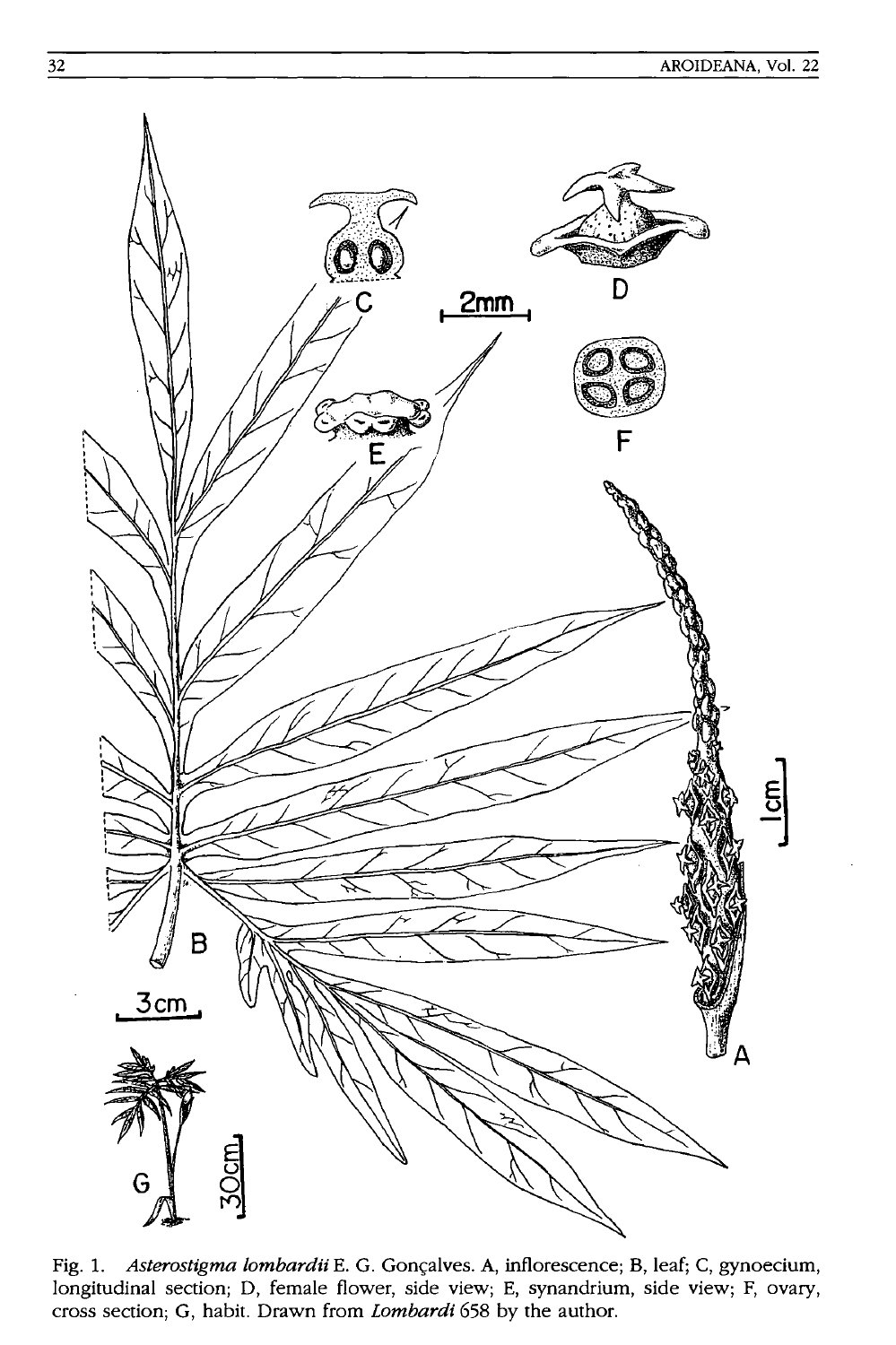Fig. 1. *Asterostigma lombardii* E. G. Gonçalves. A, inflorescence; B, leaf; C, gynoecium, longitudinal section; D, female flower, side view; E, synandrium, side view; F, ovary, cross section; G, habit. Drawn from *Lombardi* 658 by the author.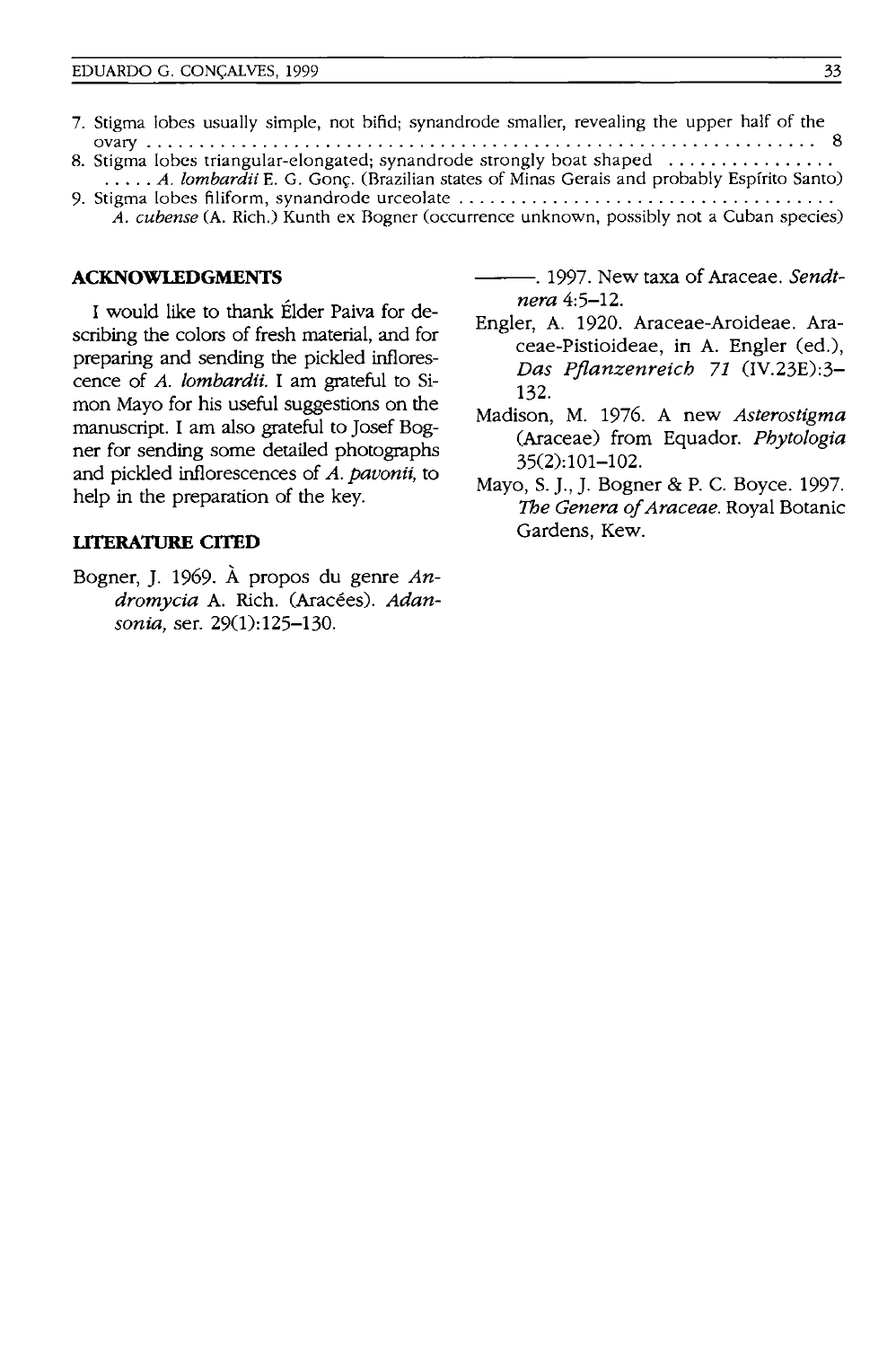7. Stigma lobes usually simple, not bifid; synandrode smaller, revealing the upper half of the ovary . . . . . . . . . . . . . . . . . . . . . . . . . . . . . . . . . . . . . . . . . . . . . . . . . . . . . . . . . . . . . . . 8
8. Stigma lobes triangular-elongated; synandrode strongly boat shaped . . . . . . . . . . . . . . . .
. . . . . *A. lombardii* E. G. Gonç. (Brazilian states of Minas Gerais and probably Espírito Santo)
9. Stigma lobes filiform, synandrode urceolate . . . . . . . . . . . . . . . . . . . . . . . . . . . . . . . . . . . . .
*A. cubense* (A. Rich.) Kunth ex Bogner (occurrence unknown, possibly not a Cuban species)

## ACKNOWLEDGMENTS

I would like to thank Élder Paiva for describing the colors of fresh material, and for preparing and sending the pickled inflorescence of *A. lombardii*. I am grateful to Simon Mayo for his useful suggestions on the manuscript. I am also grateful to Josef Bogner for sending some detailed photographs and pickled inflorescences of *A. pavonii*, to help in the preparation of the key.

## LITERATURE CITED

Bogner, J. 1969. À propos du genre *Andromycia* A. Rich. (Aracées). *Adansonia*, ser. 29(1):125–130.

———. 1997. New taxa of Araceae. *Sendtnera* 4:5–12.

Engler, A. 1920. Araceae-Aroideae. Araceae-Pistioideae, in A. Engler (ed.), *Das Pflanzenreich 71* (IV.23E):3–132.

Madison, M. 1976. A new *Asterostigma* (Araceae) from Equador. *Phytologia* 35(2):101–102.

Mayo, S. J., J. Bogner & P. C. Boyce. 1997. *The Genera of Araceae*. Royal Botanic Gardens, Kew.